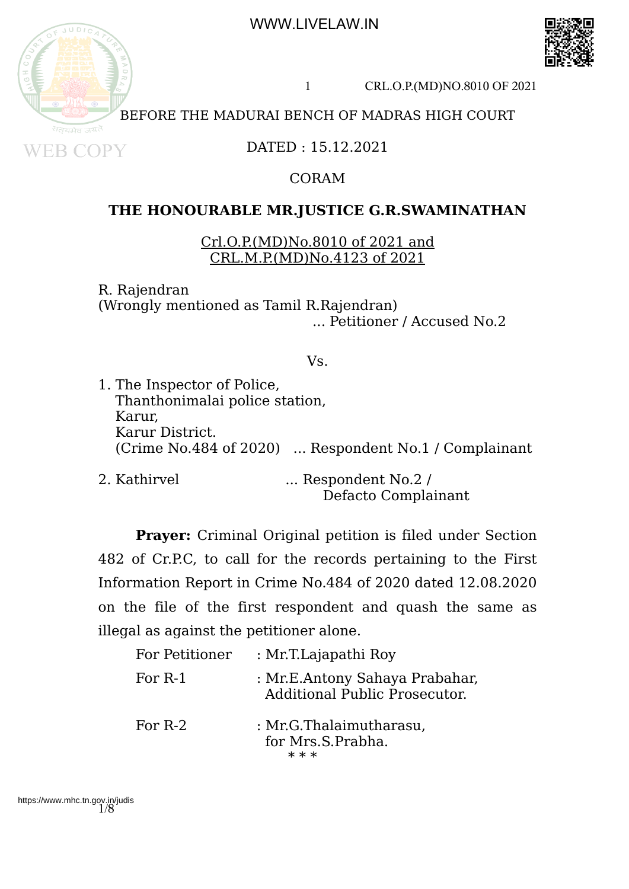BEFORE THE MADURAI BENCH OF MADRAS HIGH COURT

DATED : 15.12.2021

CORAM

**THE HONOURABLE MR.JUSTICE G.R.SWAMINATHAN**

Crl.O.P.(MD)No.8010 of 2021 and
CRL.M.P.(MD)No.4123 of 2021

R. Rajendran
(Wrongly mentioned as Tamil R.Rajendran)
... Petitioner / Accused No.2

Vs.

1. The Inspector of Police,
   Thanthonimalai police station,
   Karur,
   Karur District.
   (Crime No.484 of 2020) ... Respondent No.1 / Complainant

2. Kathirvel ... Respondent No.2 / Defacto Complainant

**Prayer:** Criminal Original petition is filed under Section 482 of Cr.P.C, to call for the records pertaining to the First Information Report in Crime No.484 of 2020 dated 12.08.2020 on the file of the first respondent and quash the same as illegal as against the petitioner alone.

For Petitioner : Mr.T.Lajapathi Roy

For R-1 : Mr.E.Antony Sahaya Prabahar, Additional Public Prosecutor.

For R-2 : Mr.G.Thalaimutharasu, for Mrs.S.Prabha.

\* \* \*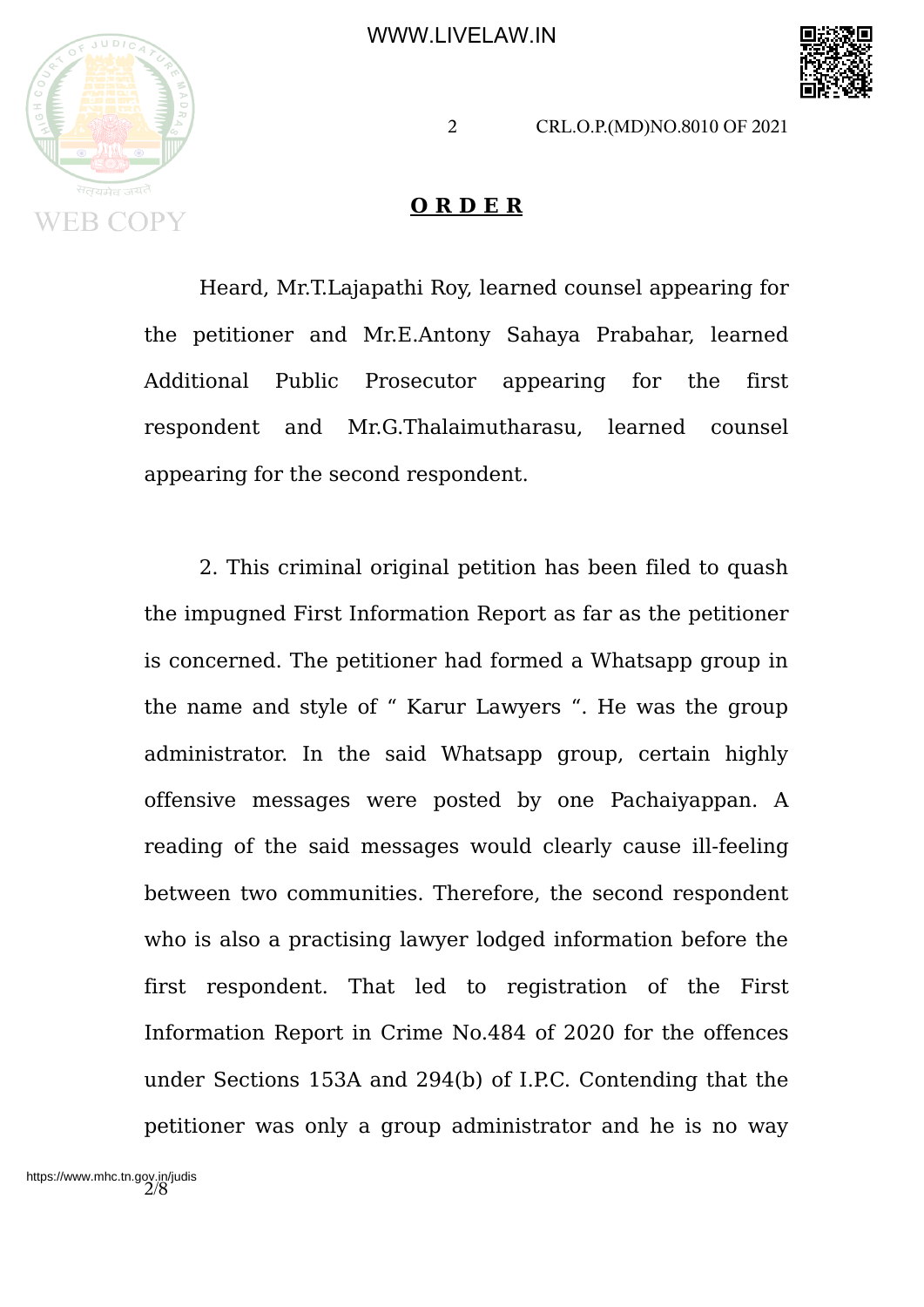**O R D E R**

Heard, Mr.T.Lajapathi Roy, learned counsel appearing for the petitioner and Mr.E.Antony Sahaya Prabahar, learned Additional Public Prosecutor appearing for the first respondent and Mr.G.Thalaimutharasu, learned counsel appearing for the second respondent.

2. This criminal original petition has been filed to quash the impugned First Information Report as far as the petitioner is concerned. The petitioner had formed a Whatsapp group in the name and style of " Karur Lawyers ". He was the group administrator. In the said Whatsapp group, certain highly offensive messages were posted by one Pachaiyappan. A reading of the said messages would clearly cause ill-feeling between two communities. Therefore, the second respondent who is also a practising lawyer lodged information before the first respondent. That led to registration of the First Information Report in Crime No.484 of 2020 for the offences under Sections 153A and 294(b) of I.P.C. Contending that the petitioner was only a group administrator and he is no way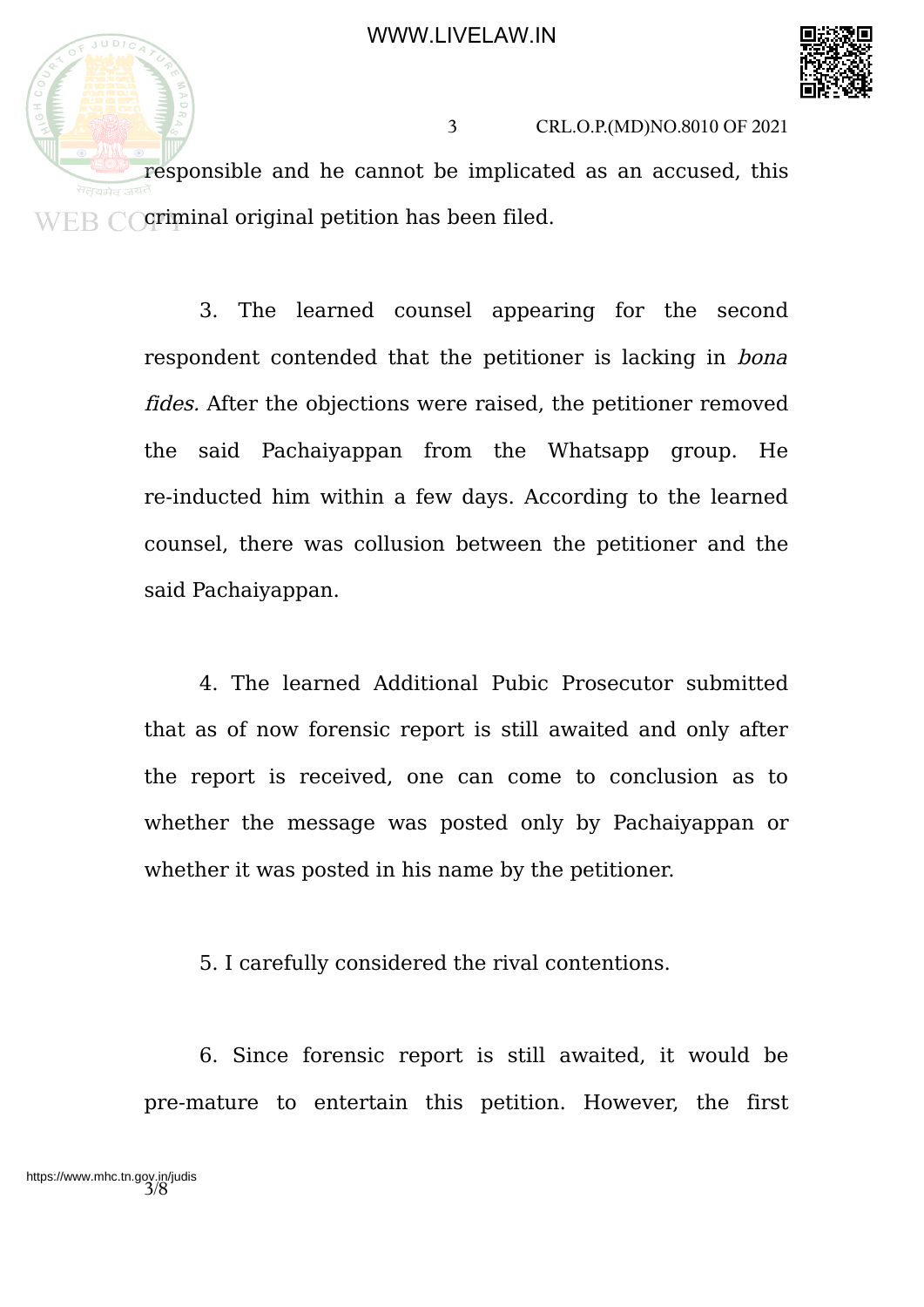responsible and he cannot be implicated as an accused, this criminal original petition has been filed.

3. The learned counsel appearing for the second respondent contended that the petitioner is lacking in *bona fides.* After the objections were raised, the petitioner removed the said Pachaiyappan from the Whatsapp group. He re-inducted him within a few days. According to the learned counsel, there was collusion between the petitioner and the said Pachaiyappan.

4. The learned Additional Pubic Prosecutor submitted that as of now forensic report is still awaited and only after the report is received, one can come to conclusion as to whether the message was posted only by Pachaiyappan or whether it was posted in his name by the petitioner.

5. I carefully considered the rival contentions.

6. Since forensic report is still awaited, it would be pre-mature to entertain this petition. However, the first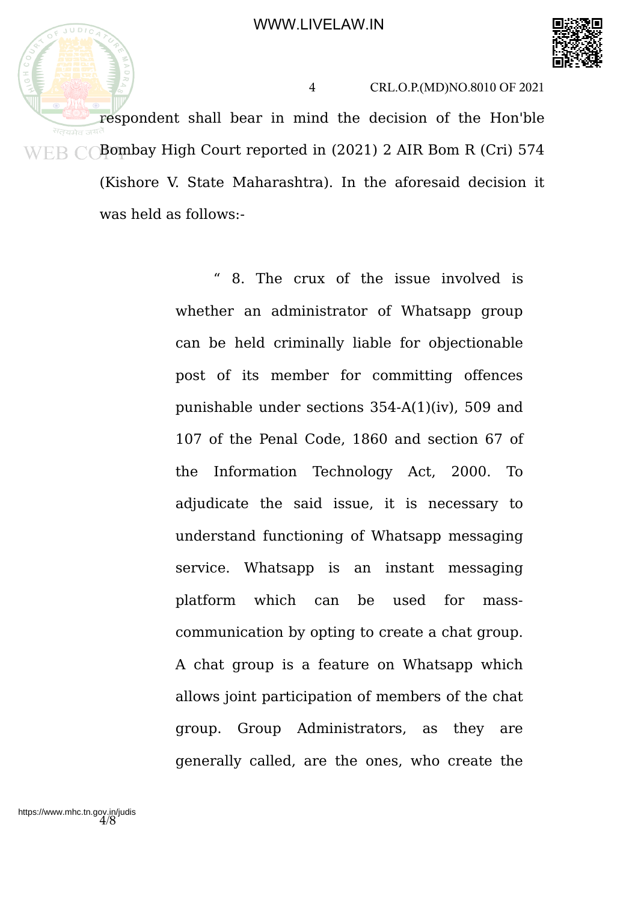respondent shall bear in mind the decision of the Hon'ble Bombay High Court reported in (2021) 2 AIR Bom R (Cri) 574 (Kishore V. State Maharashtra). In the aforesaid decision it was held as follows:-

> " 8. The crux of the issue involved is whether an administrator of Whatsapp group can be held criminally liable for objectionable post of its member for committing offences punishable under sections 354-A(1)(iv), 509 and 107 of the Penal Code, 1860 and section 67 of the Information Technology Act, 2000. To adjudicate the said issue, it is necessary to understand functioning of Whatsapp messaging service. Whatsapp is an instant messaging platform which can be used for mass-communication by opting to create a chat group. A chat group is a feature on Whatsapp which allows joint participation of members of the chat group. Group Administrators, as they are generally called, are the ones, who create the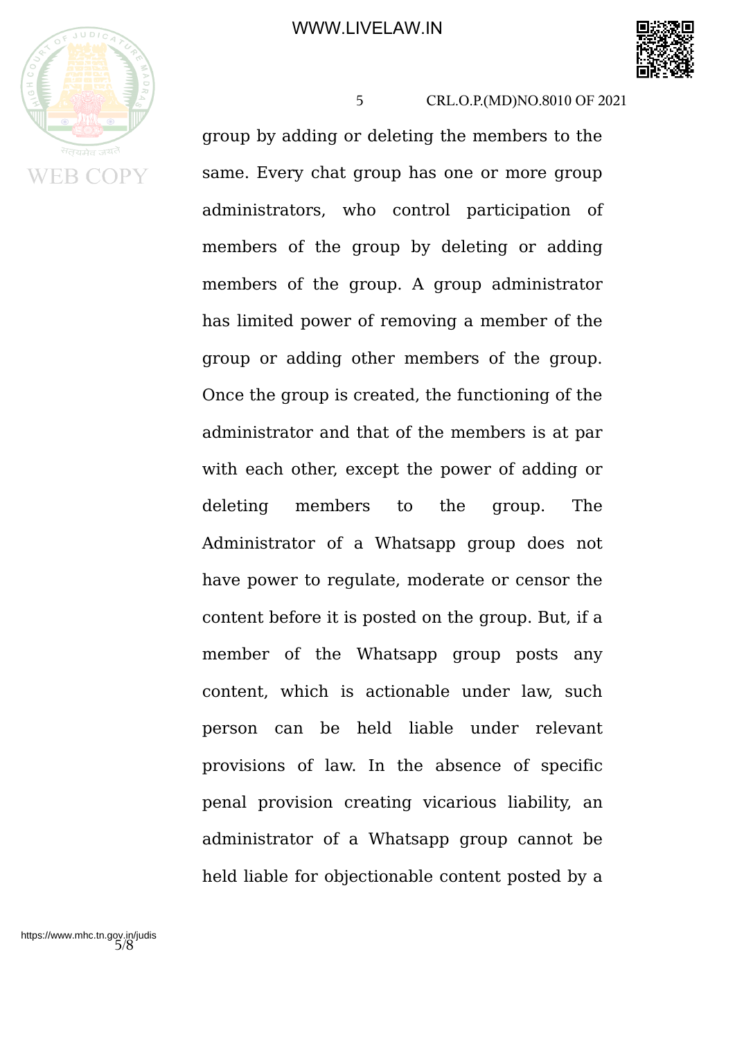group by adding or deleting the members to the same. Every chat group has one or more group administrators, who control participation of members of the group by deleting or adding members of the group. A group administrator has limited power of removing a member of the group or adding other members of the group. Once the group is created, the functioning of the administrator and that of the members is at par with each other, except the power of adding or deleting members to the group. The Administrator of a Whatsapp group does not have power to regulate, moderate or censor the content before it is posted on the group. But, if a member of the Whatsapp group posts any content, which is actionable under law, such person can be held liable under relevant provisions of law. In the absence of specific penal provision creating vicarious liability, an administrator of a Whatsapp group cannot be held liable for objectionable content posted by a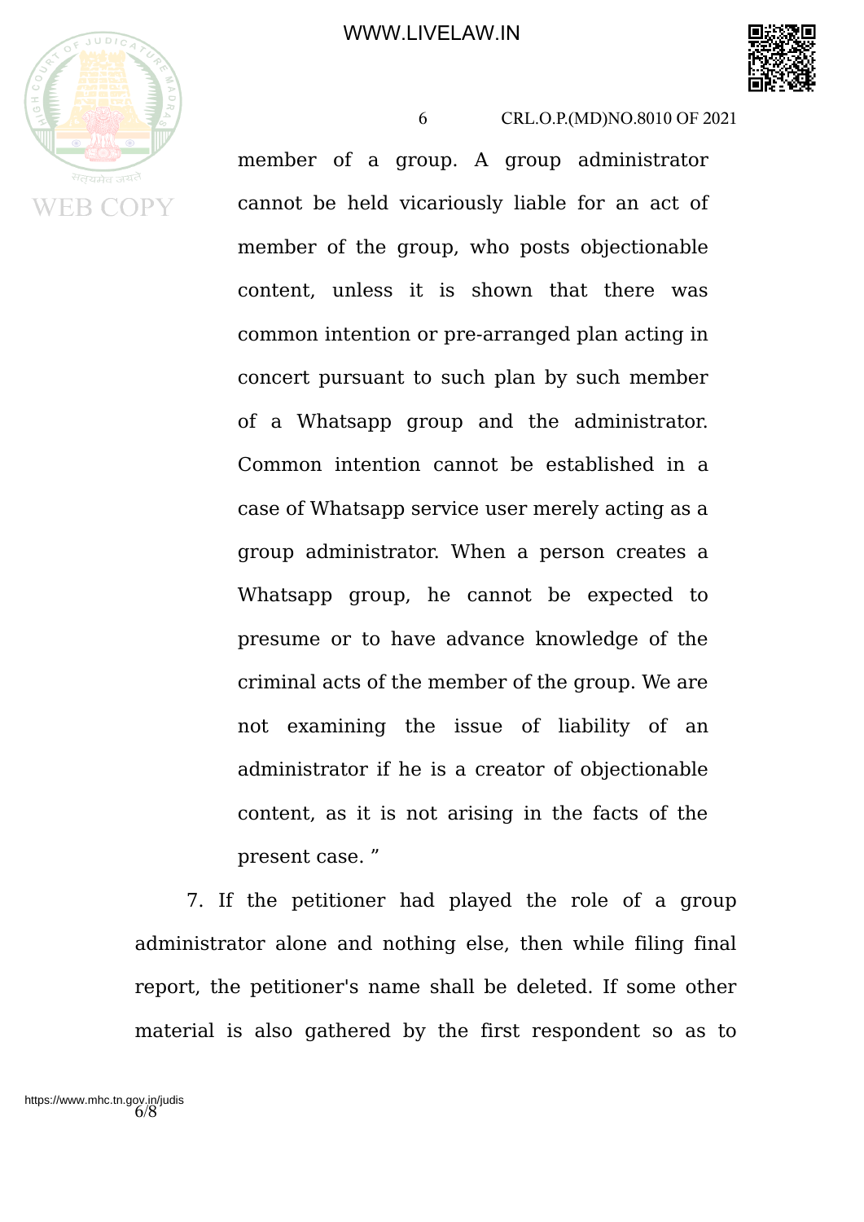> member of a group. A group administrator cannot be held vicariously liable for an act of member of the group, who posts objectionable content, unless it is shown that there was common intention or pre-arranged plan acting in concert pursuant to such plan by such member of a Whatsapp group and the administrator. Common intention cannot be established in a case of Whatsapp service user merely acting as a group administrator. When a person creates a Whatsapp group, he cannot be expected to presume or to have advance knowledge of the criminal acts of the member of the group. We are not examining the issue of liability of an administrator if he is a creator of objectionable content, as it is not arising in the facts of the present case. "

7. If the petitioner had played the role of a group administrator alone and nothing else, then while filing final report, the petitioner's name shall be deleted. If some other material is also gathered by the first respondent so as to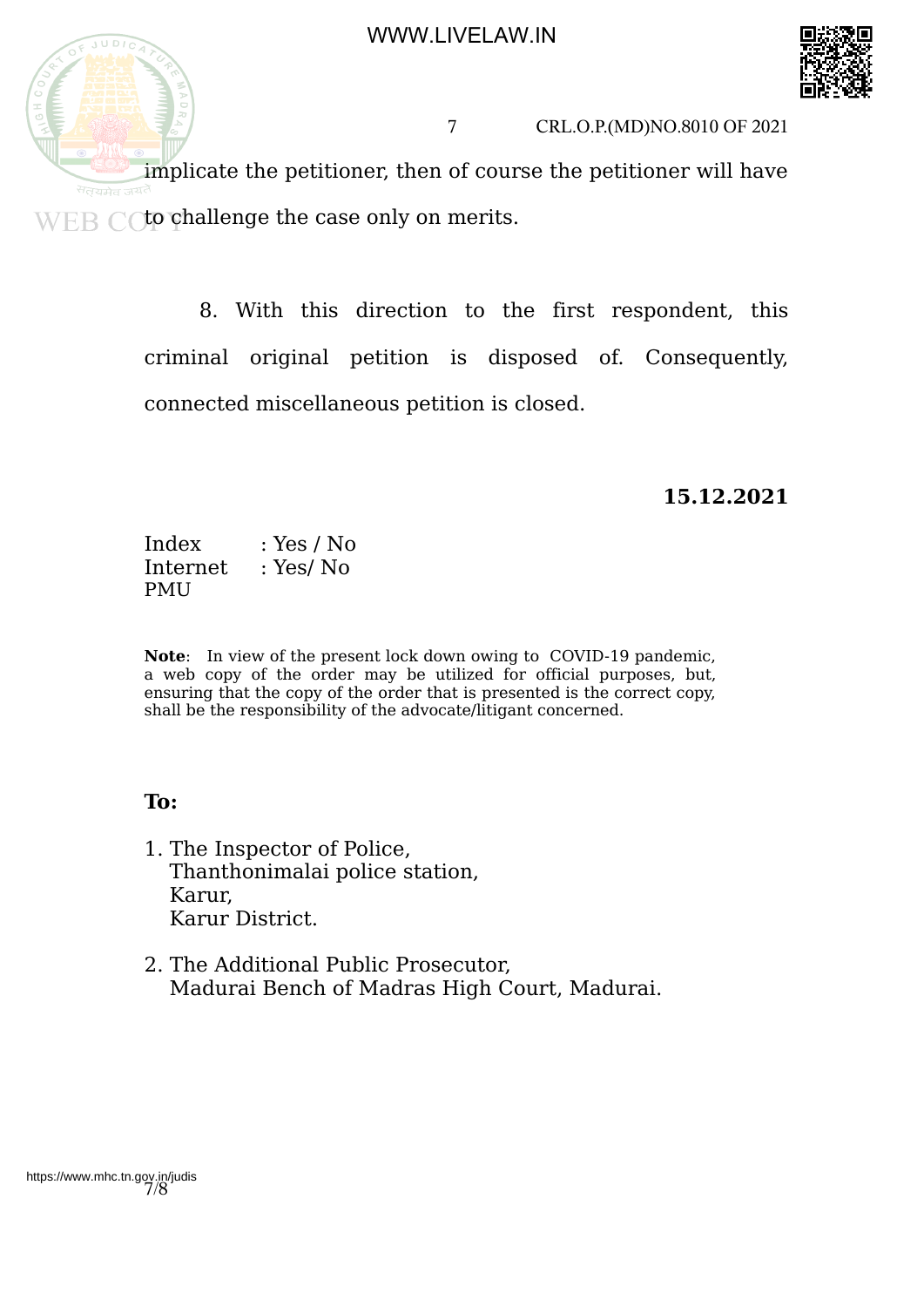implicate the petitioner, then of course the petitioner will have to challenge the case only on merits.

8. With this direction to the first respondent, this criminal original petition is disposed of. Consequently, connected miscellaneous petition is closed.

**15.12.2021**

Index : Yes / No
Internet : Yes/ No
PMU

**Note**: In view of the present lock down owing to COVID-19 pandemic, a web copy of the order may be utilized for official purposes, but, ensuring that the copy of the order that is presented is the correct copy, shall be the responsibility of the advocate/litigant concerned.

**To:**

1. The Inspector of Police,
   Thanthonimalai police station,
   Karur,
   Karur District.

2. The Additional Public Prosecutor,
   Madurai Bench of Madras High Court, Madurai.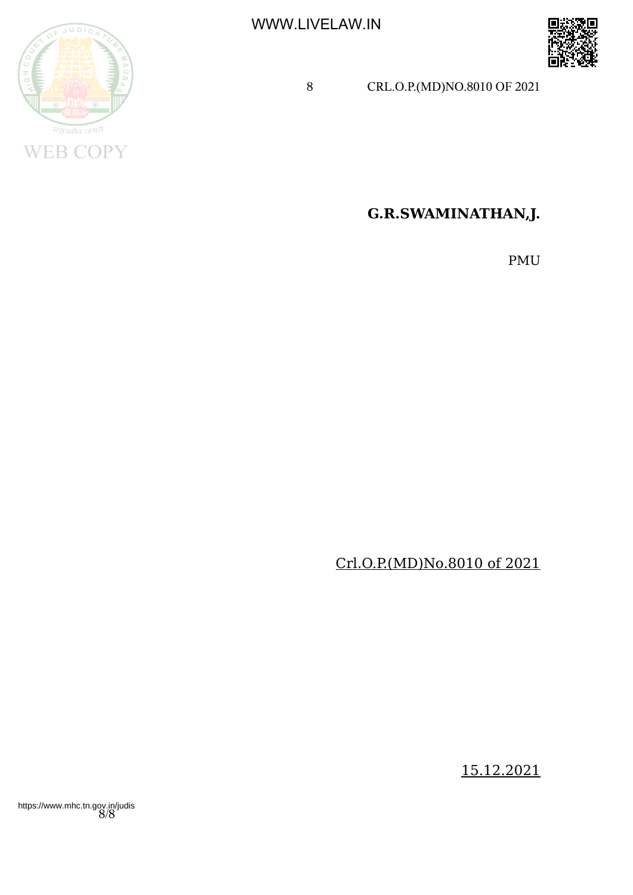**G.R.SWAMINATHAN,J.**

PMU

Crl.O.P.(MD)No.8010 of 2021

15.12.2021